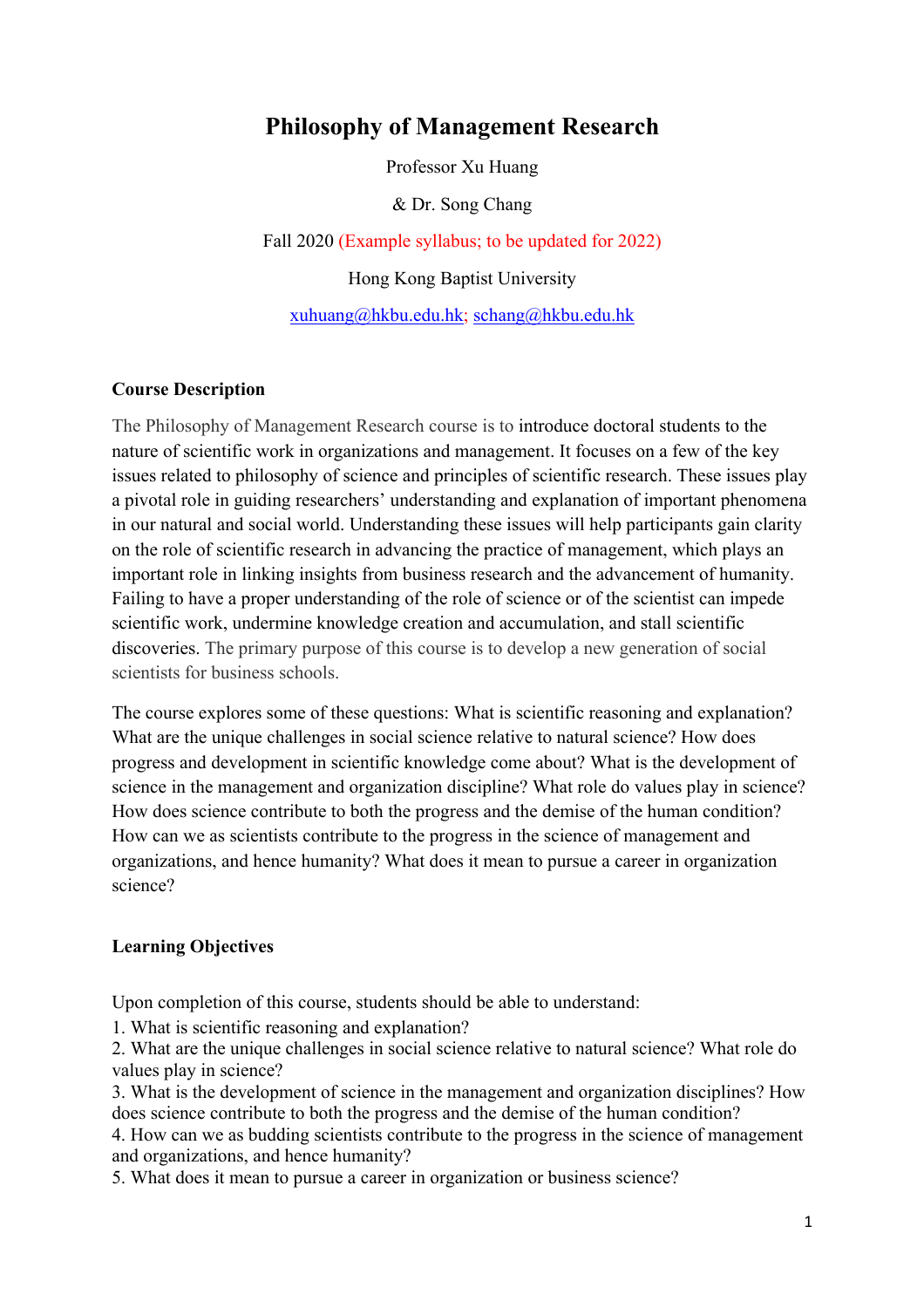# Philosophy of Management Research

Professor Xu Huang

& Dr. Song Chang

Fall 2020 (Example syllabus; to be updated for 2022)

Hong Kong Baptist University

xuhuang@hkbu.edu.hk; schang@hkbu.edu.hk

**Course Description**

The Philosophy of Management Research course is to introduce doctoral students to the nature of scientific work in organizations and management. It focuses on a few of the key issues related to philosophy of science and principles of scientific research. These issues play a pivotal role in guiding researchers' understanding and explanation of important phenomena in our natural and social world. Understanding these issues will help participants gain clarity on the role of scientific research in advancing the practice of management, which plays an important role in linking insights from business research and the advancement of humanity. Failing to have a proper understanding of the role of science or of the scientist can impede scientific work, undermine knowledge creation and accumulation, and stall scientific discoveries. The primary purpose of this course is to develop a new generation of social scientists for business schools.

The course explores some of these questions: What is scientific reasoning and explanation? What are the unique challenges in social science relative to natural science? How does progress and development in scientific knowledge come about? What is the development of science in the management and organization discipline? What role do values play in science? How does science contribute to both the progress and the demise of the human condition? How can we as scientists contribute to the progress in the science of management and organizations, and hence humanity? What does it mean to pursue a career in organization science?

**Learning Objectives**

Upon completion of this course, students should be able to understand:

1. What is scientific reasoning and explanation?
2. What are the unique challenges in social science relative to natural science? What role do values play in science?
3. What is the development of science in the management and organization disciplines? How does science contribute to both the progress and the demise of the human condition?
4. How can we as budding scientists contribute to the progress in the science of management and organizations, and hence humanity?
5. What does it mean to pursue a career in organization or business science?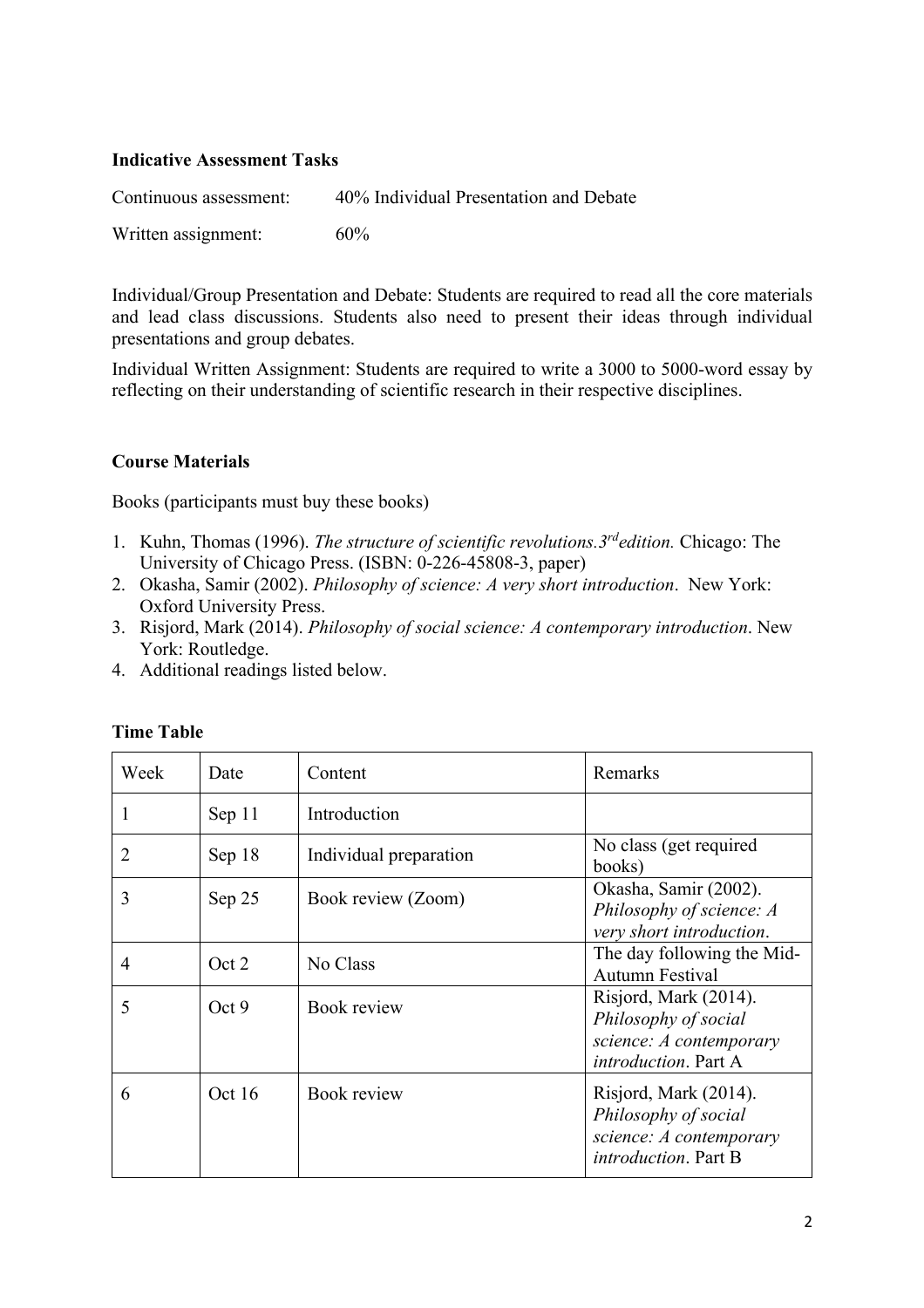**Indicative Assessment Tasks**

Continuous assessment: 40% Individual Presentation and Debate

Written assignment: 60%

Individual/Group Presentation and Debate: Students are required to read all the core materials and lead class discussions. Students also need to present their ideas through individual presentations and group debates.

Individual Written Assignment: Students are required to write a 3000 to 5000-word essay by reflecting on their understanding of scientific research in their respective disciplines.

**Course Materials**

Books (participants must buy these books)

1. Kuhn, Thomas (1996). *The structure of scientific revolutions.3rdedition.* Chicago: The University of Chicago Press. (ISBN: 0-226-45808-3, paper)
2. Okasha, Samir (2002). *Philosophy of science: A very short introduction*. New York: Oxford University Press.
3. Risjord, Mark (2014). *Philosophy of social science: A contemporary introduction*. New York: Routledge.
4. Additional readings listed below.

**Time Table**

| Week | Date | Content | Remarks |
|---|---|---|---|
| 1 | Sep 11 | Introduction | |
| 2 | Sep 18 | Individual preparation | No class (get required books) |
| 3 | Sep 25 | Book review (Zoom) | Okasha, Samir (2002). *Philosophy of science: A very short introduction*. |
| 4 | Oct 2 | No Class | The day following the Mid-Autumn Festival |
| 5 | Oct 9 | Book review | Risjord, Mark (2014). *Philosophy of social science: A contemporary introduction*. Part A |
| 6 | Oct 16 | Book review | Risjord, Mark (2014). *Philosophy of social science: A contemporary introduction*. Part B |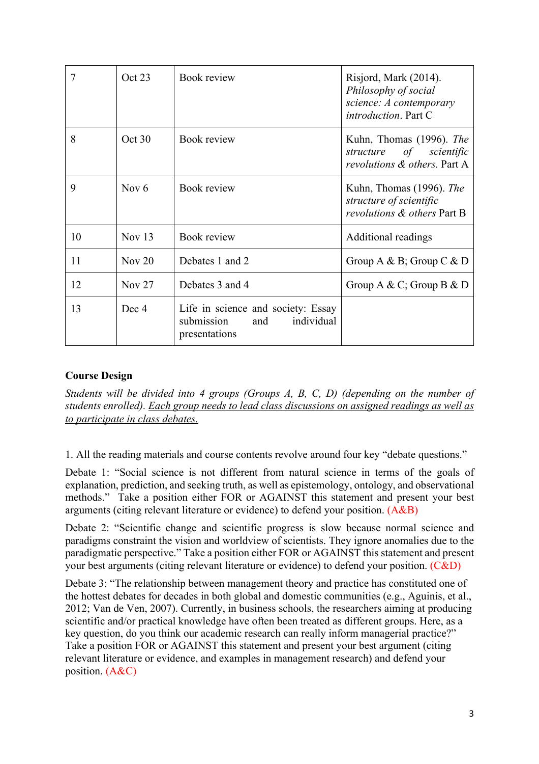| 7 | Oct 23 | Book review | Risjord, Mark (2014). *Philosophy of social science: A contemporary introduction*. Part C |
|---|---|---|---|
| 8 | Oct 30 | Book review | Kuhn, Thomas (1996). *The structure of scientific revolutions & others.* Part A |
| 9 | Nov 6 | Book review | Kuhn, Thomas (1996). *The structure of scientific revolutions & others* Part B |
| 10 | Nov 13 | Book review | Additional readings |
| 11 | Nov 20 | Debates 1 and 2 | Group A & B; Group C & D |
| 12 | Nov 27 | Debates 3 and 4 | Group A & C; Group B & D |
| 13 | Dec 4 | Life in science and society: Essay submission and individual presentations | |

**Course Design**

*Students will be divided into 4 groups (Groups A, B, C, D) (depending on the number of students enrolled). Each group needs to lead class discussions on assigned readings as well as to participate in class debates.*

1. All the reading materials and course contents revolve around four key "debate questions."

Debate 1: "Social science is not different from natural science in terms of the goals of explanation, prediction, and seeking truth, as well as epistemology, ontology, and observational methods." Take a position either FOR or AGAINST this statement and present your best arguments (citing relevant literature or evidence) to defend your position. (A&B)

Debate 2: "Scientific change and scientific progress is slow because normal science and paradigms constraint the vision and worldview of scientists. They ignore anomalies due to the paradigmatic perspective." Take a position either FOR or AGAINST this statement and present your best arguments (citing relevant literature or evidence) to defend your position. (C&D)

Debate 3: "The relationship between management theory and practice has constituted one of the hottest debates for decades in both global and domestic communities (e.g., Aguinis, et al., 2012; Van de Ven, 2007). Currently, in business schools, the researchers aiming at producing scientific and/or practical knowledge have often been treated as different groups. Here, as a key question, do you think our academic research can really inform managerial practice?" Take a position FOR or AGAINST this statement and present your best argument (citing relevant literature or evidence, and examples in management research) and defend your position. (A&C)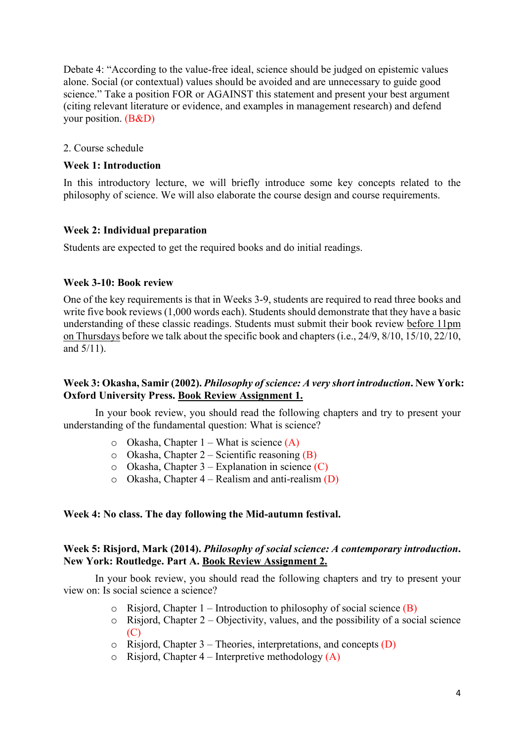Debate 4: "According to the value-free ideal, science should be judged on epistemic values alone. Social (or contextual) values should be avoided and are unnecessary to guide good science." Take a position FOR or AGAINST this statement and present your best argument (citing relevant literature or evidence, and examples in management research) and defend your position. (B&D)

2. Course schedule

**Week 1: Introduction**

In this introductory lecture, we will briefly introduce some key concepts related to the philosophy of science. We will also elaborate the course design and course requirements.

**Week 2: Individual preparation**

Students are expected to get the required books and do initial readings.

**Week 3-10: Book review**

One of the key requirements is that in Weeks 3-9, students are required to read three books and write five book reviews (1,000 words each). Students should demonstrate that they have a basic understanding of these classic readings. Students must submit their book review <u>before 11pm on Thursdays</u> before we talk about the specific book and chapters (i.e., 24/9, 8/10, 15/10, 22/10, and 5/11).

**Week 3: Okasha, Samir (2002). *Philosophy of science: A very short introduction*. New York: Oxford University Press. <u>Book Review Assignment 1.</u>**

In your book review, you should read the following chapters and try to present your understanding of the fundamental question: What is science?

- Okasha, Chapter 1 – What is science (A)
- Okasha, Chapter 2 – Scientific reasoning (B)
- Okasha, Chapter 3 – Explanation in science (C)
- Okasha, Chapter 4 – Realism and anti-realism (D)

**Week 4: No class. The day following the Mid-autumn festival.**

**Week 5: Risjord, Mark (2014). *Philosophy of social science: A contemporary introduction*. New York: Routledge. Part A. <u>Book Review Assignment 2.</u>**

In your book review, you should read the following chapters and try to present your view on: Is social science a science?

- Risjord, Chapter 1 – Introduction to philosophy of social science (B)
- Risjord, Chapter 2 – Objectivity, values, and the possibility of a social science (C)
- Risjord, Chapter 3 – Theories, interpretations, and concepts (D)
- Risjord, Chapter 4 – Interpretive methodology (A)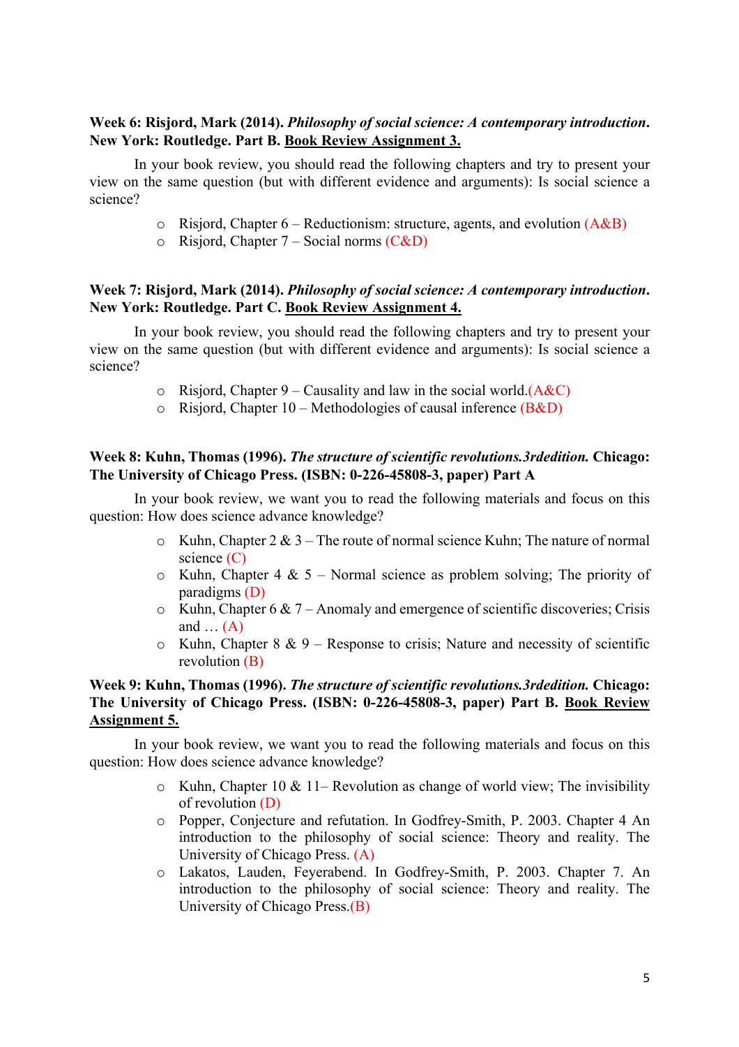**Week 6: Risjord, Mark (2014).** ***Philosophy of social science: A contemporary introduction*****. New York: Routledge. Part B.** **<u>Book Review Assignment 3.</u>**

In your book review, you should read the following chapters and try to present your view on the same question (but with different evidence and arguments): Is social science a science?

- Risjord, Chapter 6 – Reductionism: structure, agents, and evolution (A&B)
- Risjord, Chapter 7 – Social norms (C&D)

**Week 7: Risjord, Mark (2014).** ***Philosophy of social science: A contemporary introduction*****. New York: Routledge. Part C.** **<u>Book Review Assignment 4.</u>**

In your book review, you should read the following chapters and try to present your view on the same question (but with different evidence and arguments): Is social science a science?

- Risjord, Chapter 9 – Causality and law in the social world.(A&C)
- Risjord, Chapter 10 – Methodologies of causal inference (B&D)

**Week 8: Kuhn, Thomas (1996).** ***The structure of scientific revolutions.3rdedition.*** **Chicago: The University of Chicago Press. (ISBN: 0-226-45808-3, paper) Part A**

In your book review, we want you to read the following materials and focus on this question: How does science advance knowledge?

- Kuhn, Chapter 2 & 3 – The route of normal science Kuhn; The nature of normal science (C)
- Kuhn, Chapter 4 & 5 – Normal science as problem solving; The priority of paradigms (D)
- Kuhn, Chapter 6 & 7 – Anomaly and emergence of scientific discoveries; Crisis and … (A)
- Kuhn, Chapter 8 & 9 – Response to crisis; Nature and necessity of scientific revolution (B)

**Week 9: Kuhn, Thomas (1996).** ***The structure of scientific revolutions.3rdedition.*** **Chicago: The University of Chicago Press. (ISBN: 0-226-45808-3, paper) Part B.** **<u>Book Review Assignment 5.</u>**

In your book review, we want you to read the following materials and focus on this question: How does science advance knowledge?

- Kuhn, Chapter 10 & 11– Revolution as change of world view; The invisibility of revolution (D)
- Popper, Conjecture and refutation. In Godfrey-Smith, P. 2003. Chapter 4 An introduction to the philosophy of social science: Theory and reality. The University of Chicago Press. (A)
- Lakatos, Lauden, Feyerabend. In Godfrey-Smith, P. 2003. Chapter 7. An introduction to the philosophy of social science: Theory and reality. The University of Chicago Press.(B)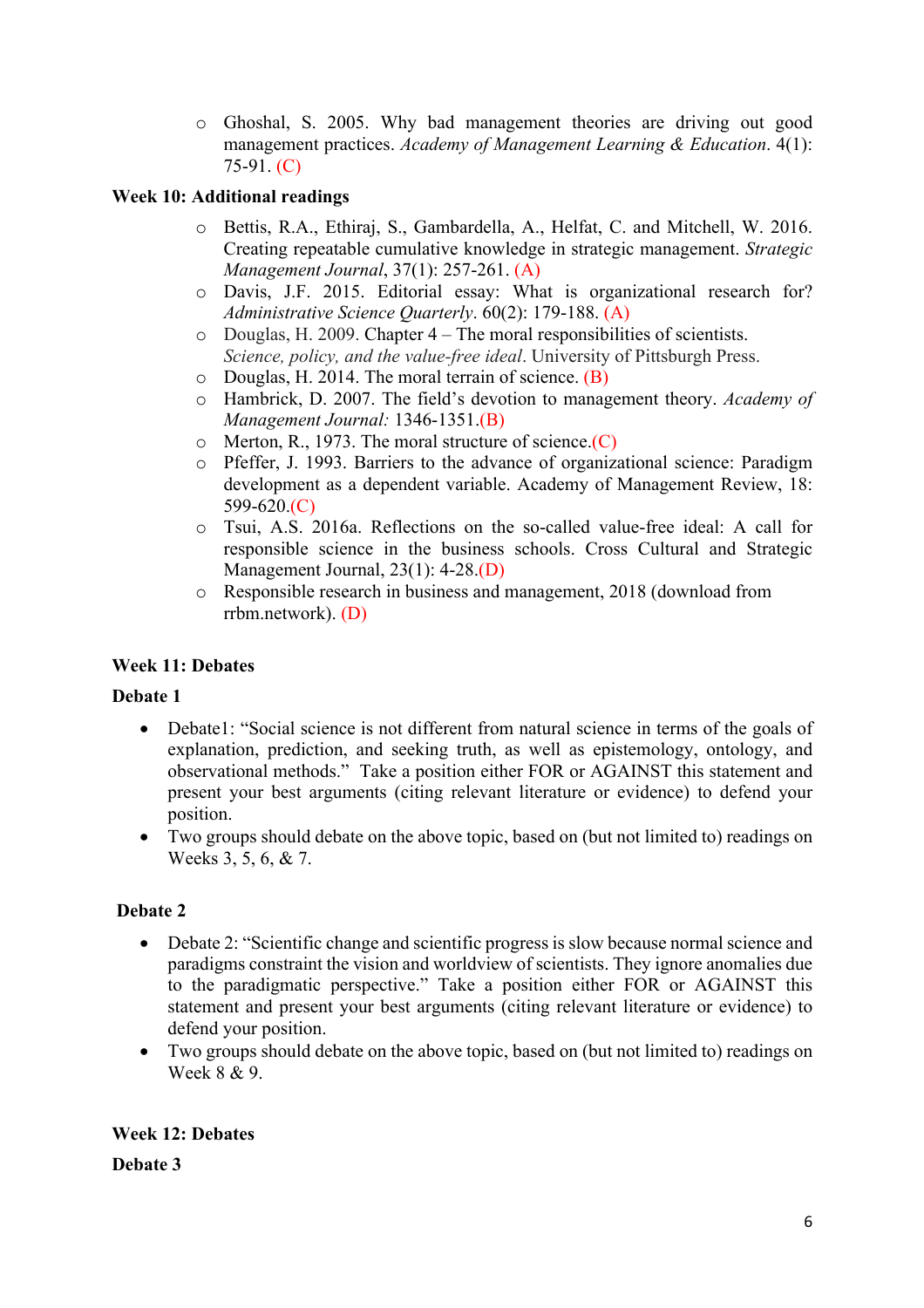- Ghoshal, S. 2005. Why bad management theories are driving out good management practices. *Academy of Management Learning & Education*. 4(1): 75-91. (C)

**Week 10: Additional readings**

- Bettis, R.A., Ethiraj, S., Gambardella, A., Helfat, C. and Mitchell, W. 2016. Creating repeatable cumulative knowledge in strategic management. *Strategic Management Journal*, 37(1): 257-261. (A)
- Davis, J.F. 2015. Editorial essay: What is organizational research for? *Administrative Science Quarterly*. 60(2): 179-188. (A)
- Douglas, H. 2009. Chapter 4 – The moral responsibilities of scientists. *Science, policy, and the value-free ideal*. University of Pittsburgh Press.
- Douglas, H. 2014. The moral terrain of science. (B)
- Hambrick, D. 2007. The field's devotion to management theory. *Academy of Management Journal:* 1346-1351.(B)
- Merton, R., 1973. The moral structure of science.(C)
- Pfeffer, J. 1993. Barriers to the advance of organizational science: Paradigm development as a dependent variable. Academy of Management Review, 18: 599-620.(C)
- Tsui, A.S. 2016a. Reflections on the so-called value-free ideal: A call for responsible science in the business schools. Cross Cultural and Strategic Management Journal, 23(1): 4-28.(D)
- Responsible research in business and management, 2018 (download from rrbm.network). (D)

**Week 11: Debates**

**Debate 1**

- Debate1: "Social science is not different from natural science in terms of the goals of explanation, prediction, and seeking truth, as well as epistemology, ontology, and observational methods." Take a position either FOR or AGAINST this statement and present your best arguments (citing relevant literature or evidence) to defend your position.
- Two groups should debate on the above topic, based on (but not limited to) readings on Weeks 3, 5, 6, & 7.

**Debate 2**

- Debate 2: "Scientific change and scientific progress is slow because normal science and paradigms constraint the vision and worldview of scientists. They ignore anomalies due to the paradigmatic perspective." Take a position either FOR or AGAINST this statement and present your best arguments (citing relevant literature or evidence) to defend your position.
- Two groups should debate on the above topic, based on (but not limited to) readings on Week 8 & 9.

**Week 12: Debates**

**Debate 3**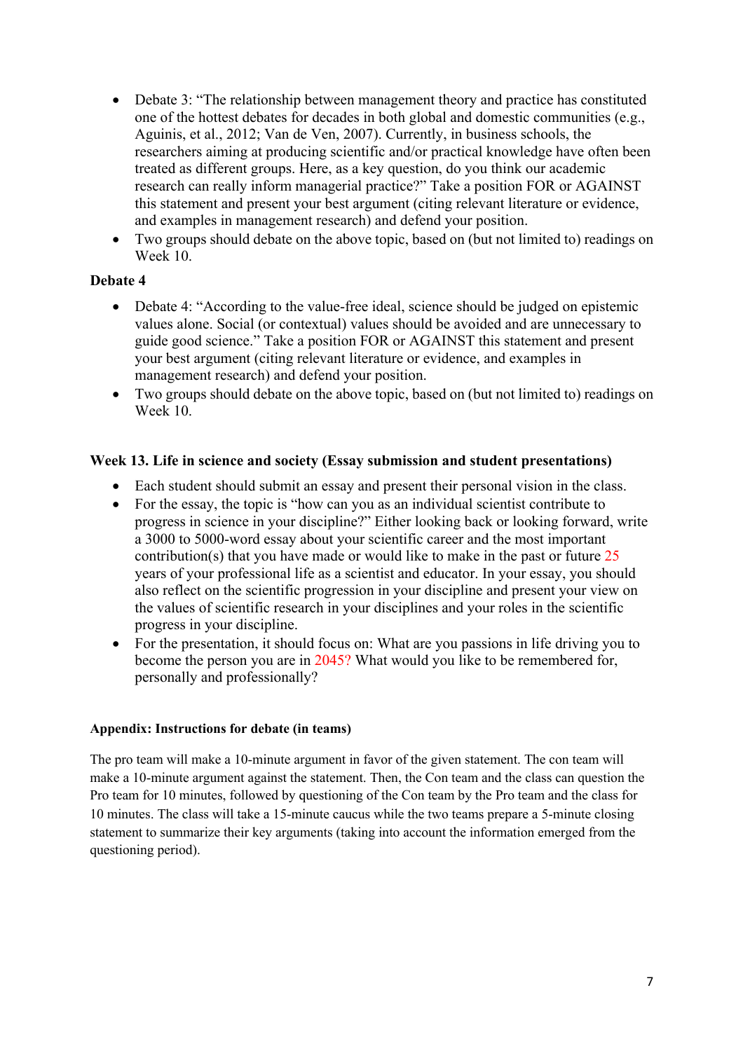- Debate 3: "The relationship between management theory and practice has constituted one of the hottest debates for decades in both global and domestic communities (e.g., Aguinis, et al., 2012; Van de Ven, 2007). Currently, in business schools, the researchers aiming at producing scientific and/or practical knowledge have often been treated as different groups. Here, as a key question, do you think our academic research can really inform managerial practice?" Take a position FOR or AGAINST this statement and present your best argument (citing relevant literature or evidence, and examples in management research) and defend your position.
- Two groups should debate on the above topic, based on (but not limited to) readings on Week 10.

**Debate 4**

- Debate 4: "According to the value-free ideal, science should be judged on epistemic values alone. Social (or contextual) values should be avoided and are unnecessary to guide good science." Take a position FOR or AGAINST this statement and present your best argument (citing relevant literature or evidence, and examples in management research) and defend your position.
- Two groups should debate on the above topic, based on (but not limited to) readings on Week 10.

### Week 13. Life in science and society (Essay submission and student presentations)

- Each student should submit an essay and present their personal vision in the class.
- For the essay, the topic is "how can you as an individual scientist contribute to progress in science in your discipline?" Either looking back or looking forward, write a 3000 to 5000-word essay about your scientific career and the most important contribution(s) that you have made or would like to make in the past or future 25 years of your professional life as a scientist and educator. In your essay, you should also reflect on the scientific progression in your discipline and present your view on the values of scientific research in your disciplines and your roles in the scientific progress in your discipline.
- For the presentation, it should focus on: What are you passions in life driving you to become the person you are in 2045? What would you like to be remembered for, personally and professionally?

#### Appendix: Instructions for debate (in teams)

The pro team will make a 10-minute argument in favor of the given statement. The con team will make a 10-minute argument against the statement. Then, the Con team and the class can question the Pro team for 10 minutes, followed by questioning of the Con team by the Pro team and the class for 10 minutes. The class will take a 15-minute caucus while the two teams prepare a 5-minute closing statement to summarize their key arguments (taking into account the information emerged from the questioning period).